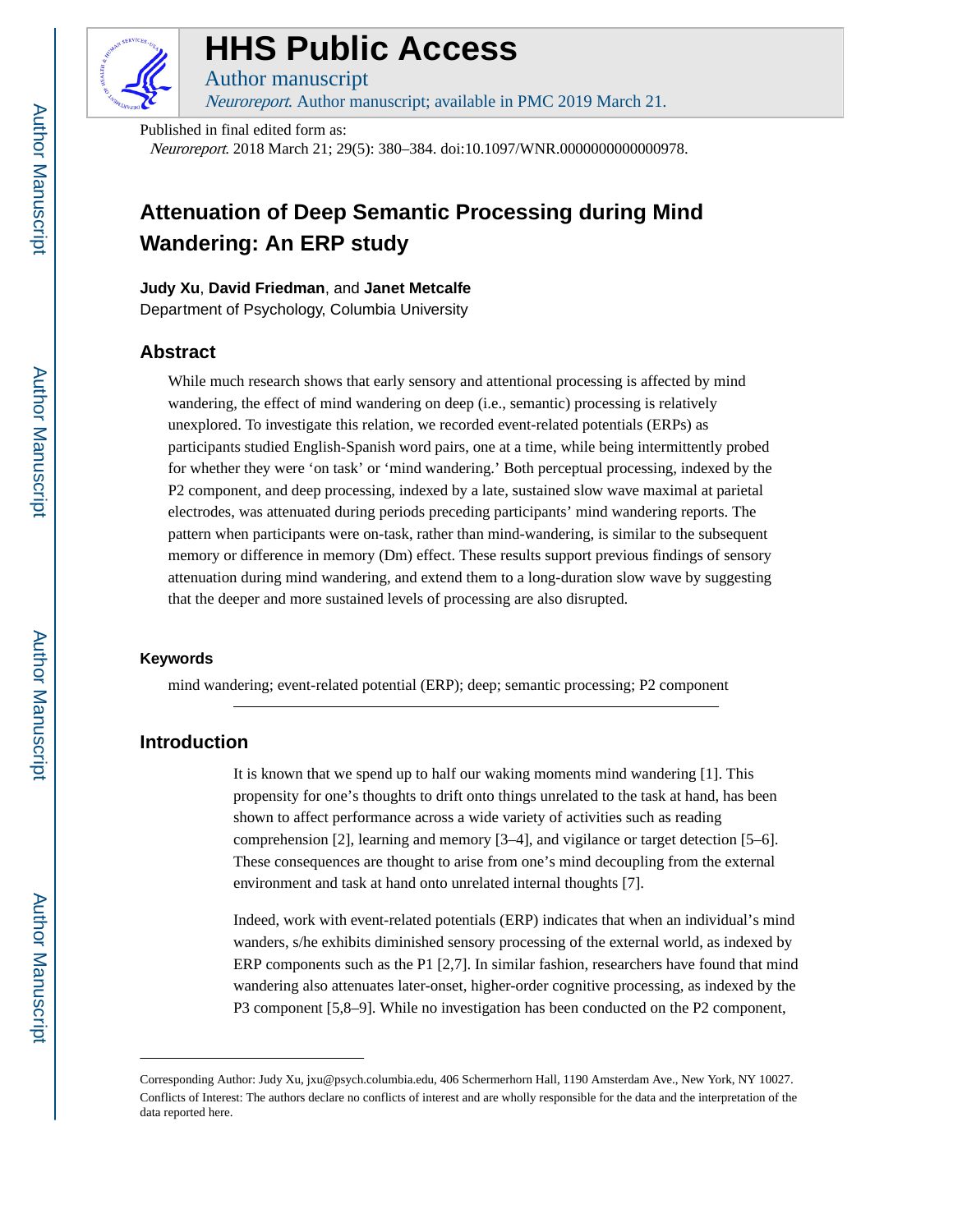# HHS Public Access

Author manuscript

*Neuroreport*. Author manuscript; available in PMC 2019 March 21.

Published in final edited form as:

*Neuroreport*. 2018 March 21; 29(5): 380–384. doi:10.1097/WNR.0000000000000978.

# Attenuation of Deep Semantic Processing during Mind Wandering: An ERP study

**Judy Xu**, **David Friedman**, and **Janet Metcalfe**

Department of Psychology, Columbia University

## Abstract

While much research shows that early sensory and attentional processing is affected by mind wandering, the effect of mind wandering on deep (i.e., semantic) processing is relatively unexplored. To investigate this relation, we recorded event-related potentials (ERPs) as participants studied English-Spanish word pairs, one at a time, while being intermittently probed for whether they were 'on task' or 'mind wandering.' Both perceptual processing, indexed by the P2 component, and deep processing, indexed by a late, sustained slow wave maximal at parietal electrodes, was attenuated during periods preceding participants' mind wandering reports. The pattern when participants were on-task, rather than mind-wandering, is similar to the subsequent memory or difference in memory (Dm) effect. These results support previous findings of sensory attenuation during mind wandering, and extend them to a long-duration slow wave by suggesting that the deeper and more sustained levels of processing are also disrupted.

### Keywords

mind wandering; event-related potential (ERP); deep; semantic processing; P2 component

## Introduction

It is known that we spend up to half our waking moments mind wandering [1]. This propensity for one's thoughts to drift onto things unrelated to the task at hand, has been shown to affect performance across a wide variety of activities such as reading comprehension [2], learning and memory [3–4], and vigilance or target detection [5–6]. These consequences are thought to arise from one's mind decoupling from the external environment and task at hand onto unrelated internal thoughts [7].

Indeed, work with event-related potentials (ERP) indicates that when an individual's mind wanders, s/he exhibits diminished sensory processing of the external world, as indexed by ERP components such as the P1 [2,7]. In similar fashion, researchers have found that mind wandering also attenuates later-onset, higher-order cognitive processing, as indexed by the P3 component [5,8–9]. While no investigation has been conducted on the P2 component,

---

Corresponding Author: Judy Xu, jxu@psych.columbia.edu, 406 Schermerhorn Hall, 1190 Amsterdam Ave., New York, NY 10027.

Conflicts of Interest: The authors declare no conflicts of interest and are wholly responsible for the data and the interpretation of the data reported here.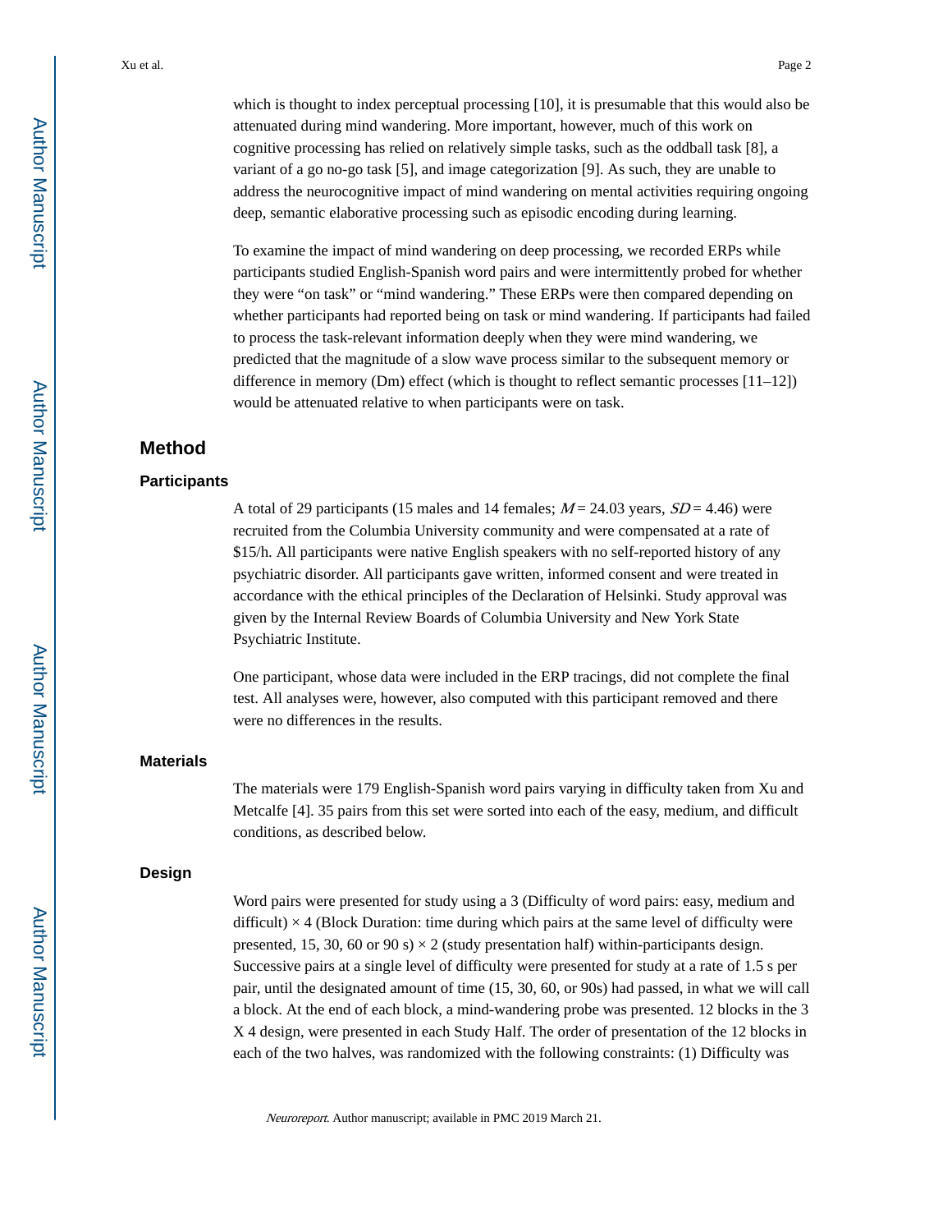which is thought to index perceptual processing [10], it is presumable that this would also be attenuated during mind wandering. More important, however, much of this work on cognitive processing has relied on relatively simple tasks, such as the oddball task [8], a variant of a go no-go task [5], and image categorization [9]. As such, they are unable to address the neurocognitive impact of mind wandering on mental activities requiring ongoing deep, semantic elaborative processing such as episodic encoding during learning.

To examine the impact of mind wandering on deep processing, we recorded ERPs while participants studied English-Spanish word pairs and were intermittently probed for whether they were "on task" or "mind wandering." These ERPs were then compared depending on whether participants had reported being on task or mind wandering. If participants had failed to process the task-relevant information deeply when they were mind wandering, we predicted that the magnitude of a slow wave process similar to the subsequent memory or difference in memory (Dm) effect (which is thought to reflect semantic processes [11–12]) would be attenuated relative to when participants were on task.

## Method

### Participants

A total of 29 participants (15 males and 14 females; $M = 24.03$ years, $SD = 4.46$) were recruited from the Columbia University community and were compensated at a rate of $15/h. All participants were native English speakers with no self-reported history of any psychiatric disorder. All participants gave written, informed consent and were treated in accordance with the ethical principles of the Declaration of Helsinki. Study approval was given by the Internal Review Boards of Columbia University and New York State Psychiatric Institute.

One participant, whose data were included in the ERP tracings, did not complete the final test. All analyses were, however, also computed with this participant removed and there were no differences in the results.

### Materials

The materials were 179 English-Spanish word pairs varying in difficulty taken from Xu and Metcalfe [4]. 35 pairs from this set were sorted into each of the easy, medium, and difficult conditions, as described below.

### Design

Word pairs were presented for study using a 3 (Difficulty of word pairs: easy, medium and difficult) × 4 (Block Duration: time during which pairs at the same level of difficulty were presented, 15, 30, 60 or 90 s) × 2 (study presentation half) within-participants design. Successive pairs at a single level of difficulty were presented for study at a rate of 1.5 s per pair, until the designated amount of time (15, 30, 60, or 90s) had passed, in what we will call a block. At the end of each block, a mind-wandering probe was presented. 12 blocks in the 3 X 4 design, were presented in each Study Half. The order of presentation of the 12 blocks in each of the two halves, was randomized with the following constraints: (1) Difficulty was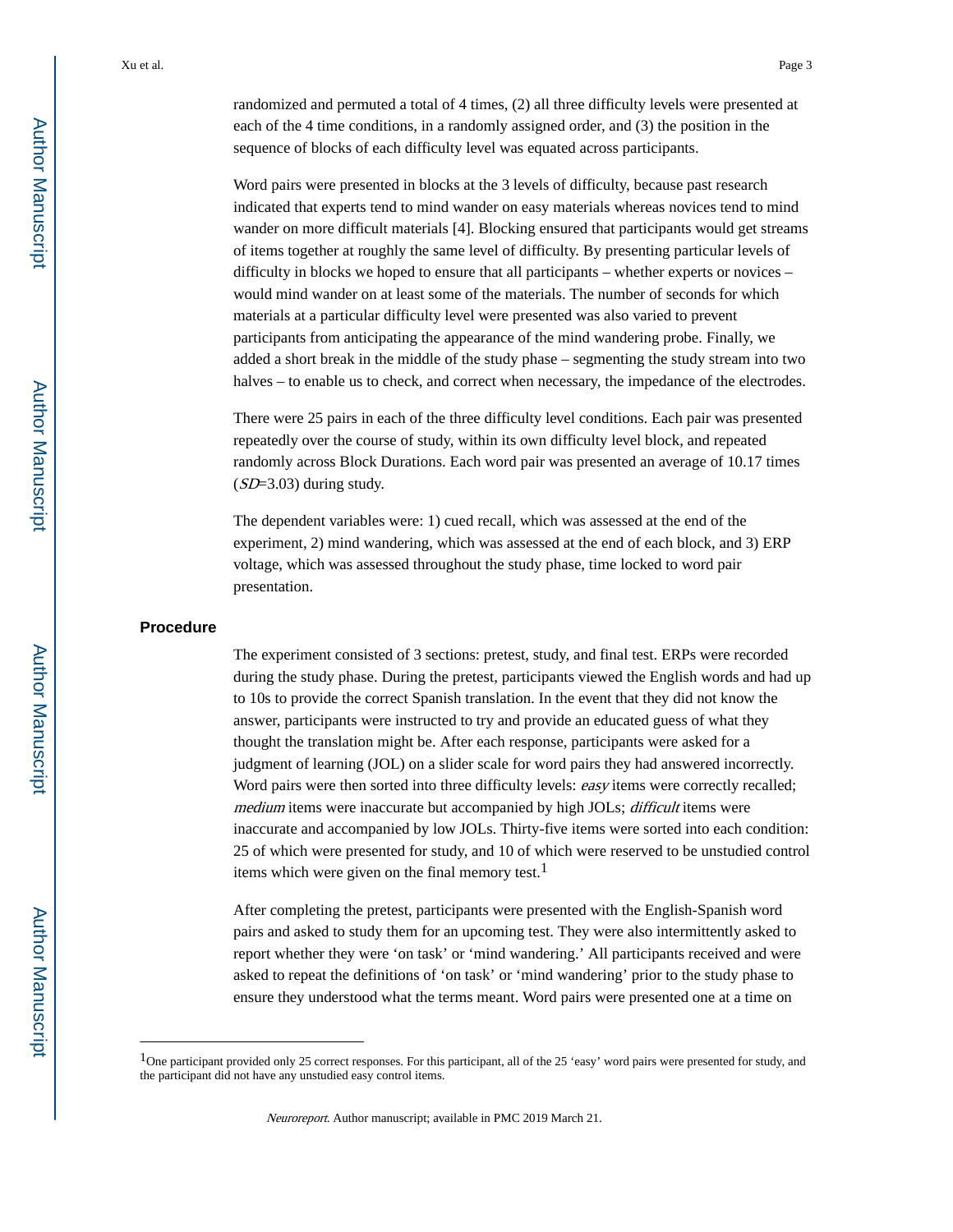randomized and permuted a total of 4 times, (2) all three difficulty levels were presented at each of the 4 time conditions, in a randomly assigned order, and (3) the position in the sequence of blocks of each difficulty level was equated across participants.

Word pairs were presented in blocks at the 3 levels of difficulty, because past research indicated that experts tend to mind wander on easy materials whereas novices tend to mind wander on more difficult materials [4]. Blocking ensured that participants would get streams of items together at roughly the same level of difficulty. By presenting particular levels of difficulty in blocks we hoped to ensure that all participants – whether experts or novices – would mind wander on at least some of the materials. The number of seconds for which materials at a particular difficulty level were presented was also varied to prevent participants from anticipating the appearance of the mind wandering probe. Finally, we added a short break in the middle of the study phase – segmenting the study stream into two halves – to enable us to check, and correct when necessary, the impedance of the electrodes.

There were 25 pairs in each of the three difficulty level conditions. Each pair was presented repeatedly over the course of study, within its own difficulty level block, and repeated randomly across Block Durations. Each word pair was presented an average of 10.17 times (*SD*=3.03) during study.

The dependent variables were: 1) cued recall, which was assessed at the end of the experiment, 2) mind wandering, which was assessed at the end of each block, and 3) ERP voltage, which was assessed throughout the study phase, time locked to word pair presentation.

## Procedure

The experiment consisted of 3 sections: pretest, study, and final test. ERPs were recorded during the study phase. During the pretest, participants viewed the English words and had up to 10s to provide the correct Spanish translation. In the event that they did not know the answer, participants were instructed to try and provide an educated guess of what they thought the translation might be. After each response, participants were asked for a judgment of learning (JOL) on a slider scale for word pairs they had answered incorrectly. Word pairs were then sorted into three difficulty levels: *easy* items were correctly recalled; *medium* items were inaccurate but accompanied by high JOLs; *difficult* items were inaccurate and accompanied by low JOLs. Thirty-five items were sorted into each condition: 25 of which were presented for study, and 10 of which were reserved to be unstudied control items which were given on the final memory test.[1]

After completing the pretest, participants were presented with the English-Spanish word pairs and asked to study them for an upcoming test. They were also intermittently asked to report whether they were 'on task' or 'mind wandering.' All participants received and were asked to repeat the definitions of 'on task' or 'mind wandering' prior to the study phase to ensure they understood what the terms meant. Word pairs were presented one at a time on

---

[1] One participant provided only 25 correct responses. For this participant, all of the 25 'easy' word pairs were presented for study, and the participant did not have any unstudied easy control items.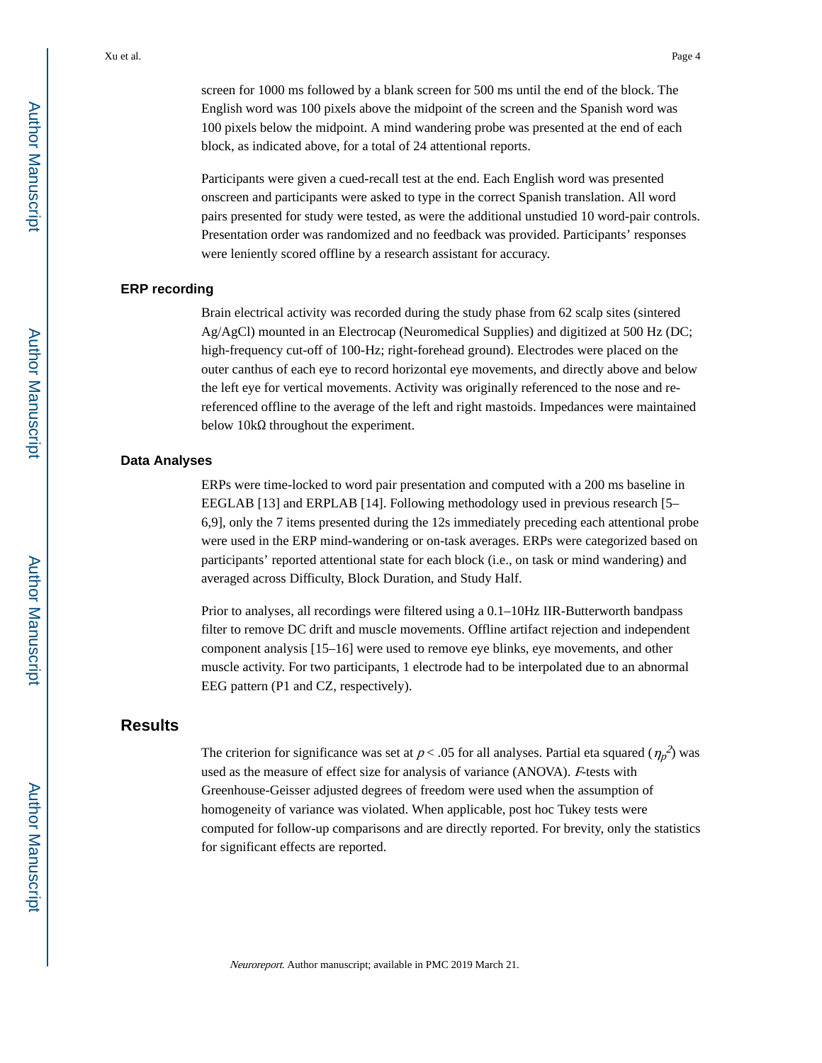screen for 1000 ms followed by a blank screen for 500 ms until the end of the block. The English word was 100 pixels above the midpoint of the screen and the Spanish word was 100 pixels below the midpoint. A mind wandering probe was presented at the end of each block, as indicated above, for a total of 24 attentional reports.

Participants were given a cued-recall test at the end. Each English word was presented onscreen and participants were asked to type in the correct Spanish translation. All word pairs presented for study were tested, as were the additional unstudied 10 word-pair controls. Presentation order was randomized and no feedback was provided. Participants' responses were leniently scored offline by a research assistant for accuracy.

### ERP recording

Brain electrical activity was recorded during the study phase from 62 scalp sites (sintered Ag/AgCl) mounted in an Electrocap (Neuromedical Supplies) and digitized at 500 Hz (DC; high-frequency cut-off of 100-Hz; right-forehead ground). Electrodes were placed on the outer canthus of each eye to record horizontal eye movements, and directly above and below the left eye for vertical movements. Activity was originally referenced to the nose and re-referenced offline to the average of the left and right mastoids. Impedances were maintained below 10kΩ throughout the experiment.

### Data Analyses

ERPs were time-locked to word pair presentation and computed with a 200 ms baseline in EEGLAB [13] and ERPLAB [14]. Following methodology used in previous research [5–6,9], only the 7 items presented during the 12s immediately preceding each attentional probe were used in the ERP mind-wandering or on-task averages. ERPs were categorized based on participants' reported attentional state for each block (i.e., on task or mind wandering) and averaged across Difficulty, Block Duration, and Study Half.

Prior to analyses, all recordings were filtered using a 0.1–10Hz IIR-Butterworth bandpass filter to remove DC drift and muscle movements. Offline artifact rejection and independent component analysis [15–16] were used to remove eye blinks, eye movements, and other muscle activity. For two participants, 1 electrode had to be interpolated due to an abnormal EEG pattern (P1 and CZ, respectively).

## Results

The criterion for significance was set at $p < .05$ for all analyses. Partial eta squared ($\eta_p^2$) was used as the measure of effect size for analysis of variance (ANOVA). $F$-tests with Greenhouse-Geisser adjusted degrees of freedom were used when the assumption of homogeneity of variance was violated. When applicable, post hoc Tukey tests were computed for follow-up comparisons and are directly reported. For brevity, only the statistics for significant effects are reported.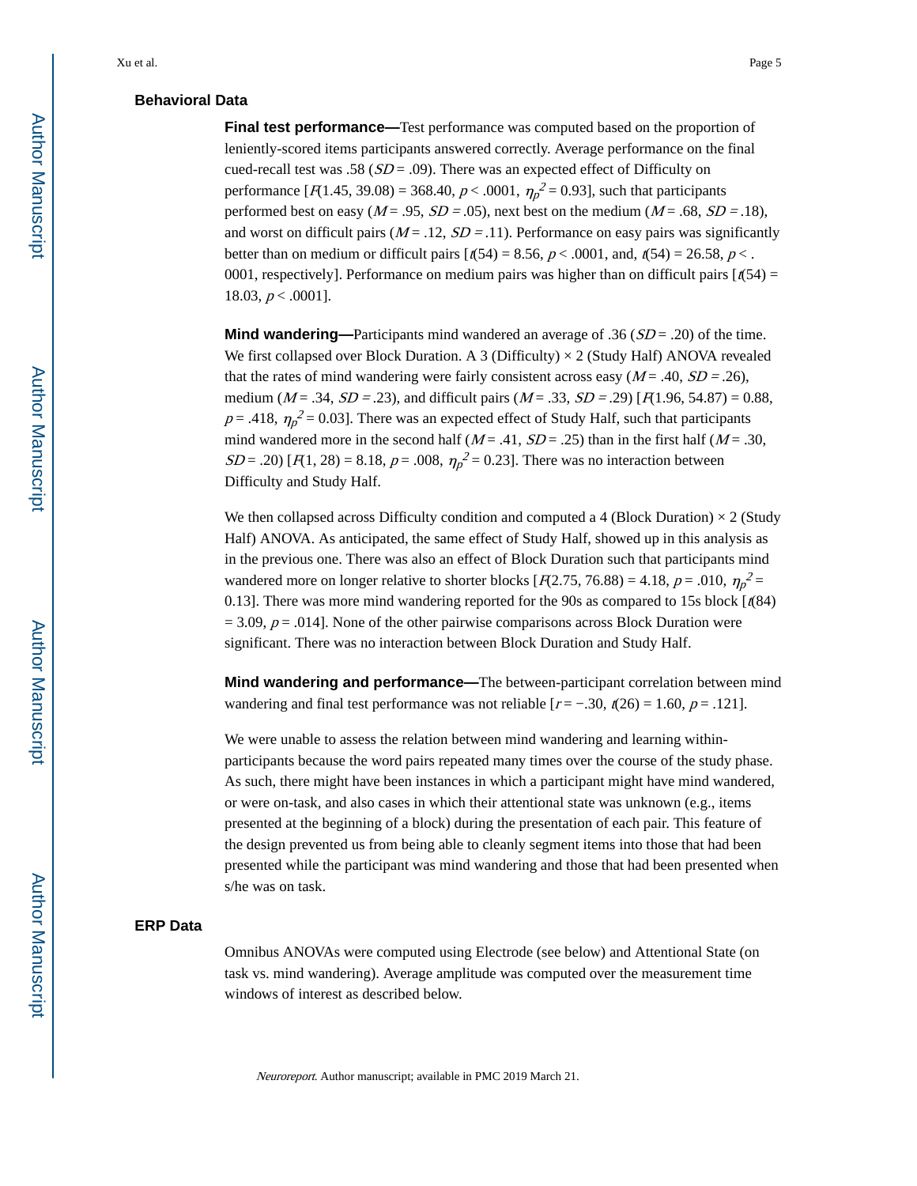## Behavioral Data

**Final test performance—**Test performance was computed based on the proportion of leniently-scored items participants answered correctly. Average performance on the final cued-recall test was .58 ($SD$ = .09). There was an expected effect of Difficulty on performance [$F(1.45, 39.08) = 368.40$, $p < .0001$, $\eta_p^2 = 0.93$], such that participants performed best on easy ($M$ = .95, $SD$ = .05), next best on the medium ($M$ = .68, $SD$ = .18), and worst on difficult pairs ($M$ = .12, $SD$ = .11). Performance on easy pairs was significantly better than on medium or difficult pairs [$t(54) = 8.56$, $p < .0001$, and, $t(54) = 26.58$, $p < .0001$, respectively]. Performance on medium pairs was higher than on difficult pairs [$t(54) = 18.03$, $p < .0001$].

**Mind wandering—**Participants mind wandered an average of .36 ($SD$ = .20) of the time. We first collapsed over Block Duration. A 3 (Difficulty) × 2 (Study Half) ANOVA revealed that the rates of mind wandering were fairly consistent across easy ($M$ = .40, $SD$ = .26), medium ($M$ = .34, $SD$ = .23), and difficult pairs ($M$ = .33, $SD$ = .29) [$F(1.96, 54.87) = 0.88$, $p = .418$, $\eta_p^2 = 0.03$]. There was an expected effect of Study Half, such that participants mind wandered more in the second half ($M$ = .41, $SD$ = .25) than in the first half ($M$ = .30, $SD$ = .20) [$F(1, 28) = 8.18$, $p = .008$, $\eta_p^2 = 0.23$]. There was no interaction between Difficulty and Study Half.

We then collapsed across Difficulty condition and computed a 4 (Block Duration) × 2 (Study Half) ANOVA. As anticipated, the same effect of Study Half, showed up in this analysis as in the previous one. There was also an effect of Block Duration such that participants mind wandered more on longer relative to shorter blocks [$F(2.75, 76.88) = 4.18$, $p = .010$, $\eta_p^2 = 0.13$]. There was more mind wandering reported for the 90s as compared to 15s block [$t(84) = 3.09$, $p = .014$]. None of the other pairwise comparisons across Block Duration were significant. There was no interaction between Block Duration and Study Half.

**Mind wandering and performance—**The between-participant correlation between mind wandering and final test performance was not reliable [$r = -.30$, $t(26) = 1.60$, $p = .121$].

We were unable to assess the relation between mind wandering and learning within-participants because the word pairs repeated many times over the course of the study phase. As such, there might have been instances in which a participant might have mind wandered, or were on-task, and also cases in which their attentional state was unknown (e.g., items presented at the beginning of a block) during the presentation of each pair. This feature of the design prevented us from being able to cleanly segment items into those that had been presented while the participant was mind wandering and those that had been presented when s/he was on task.

## ERP Data

Omnibus ANOVAs were computed using Electrode (see below) and Attentional State (on task vs. mind wandering). Average amplitude was computed over the measurement time windows of interest as described below.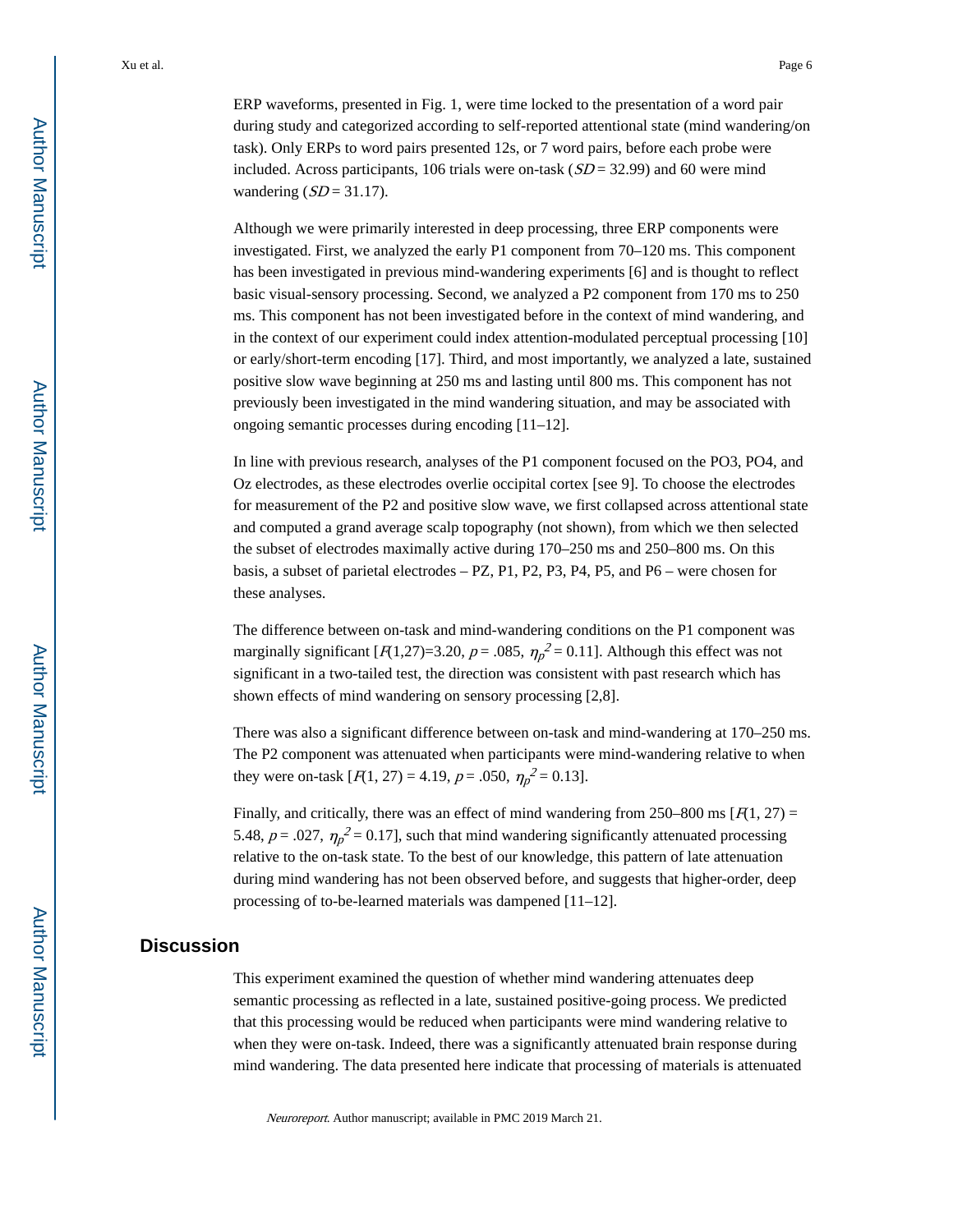ERP waveforms, presented in Fig. 1, were time locked to the presentation of a word pair during study and categorized according to self-reported attentional state (mind wandering/on task). Only ERPs to word pairs presented 12s, or 7 word pairs, before each probe were included. Across participants, 106 trials were on-task ($SD$ = 32.99) and 60 were mind wandering ($SD$ = 31.17).

Although we were primarily interested in deep processing, three ERP components were investigated. First, we analyzed the early P1 component from 70–120 ms. This component has been investigated in previous mind-wandering experiments [6] and is thought to reflect basic visual-sensory processing. Second, we analyzed a P2 component from 170 ms to 250 ms. This component has not been investigated before in the context of mind wandering, and in the context of our experiment could index attention-modulated perceptual processing [10] or early/short-term encoding [17]. Third, and most importantly, we analyzed a late, sustained positive slow wave beginning at 250 ms and lasting until 800 ms. This component has not previously been investigated in the mind wandering situation, and may be associated with ongoing semantic processes during encoding [11–12].

In line with previous research, analyses of the P1 component focused on the PO3, PO4, and Oz electrodes, as these electrodes overlie occipital cortex [see 9]. To choose the electrodes for measurement of the P2 and positive slow wave, we first collapsed across attentional state and computed a grand average scalp topography (not shown), from which we then selected the subset of electrodes maximally active during 170–250 ms and 250–800 ms. On this basis, a subset of parietal electrodes – PZ, P1, P2, P3, P4, P5, and P6 – were chosen for these analyses.

The difference between on-task and mind-wandering conditions on the P1 component was marginally significant [$F(1,27)=3.20$, $p = .085$, $\eta_p^2 = 0.11$]. Although this effect was not significant in a two-tailed test, the direction was consistent with past research which has shown effects of mind wandering on sensory processing [2,8].

There was also a significant difference between on-task and mind-wandering at 170–250 ms. The P2 component was attenuated when participants were mind-wandering relative to when they were on-task [$F(1, 27) = 4.19$, $p = .050$, $\eta_p^2 = 0.13$].

Finally, and critically, there was an effect of mind wandering from 250–800 ms [$F(1, 27) = 5.48$, $p = .027$, $\eta_p^2 = 0.17$], such that mind wandering significantly attenuated processing relative to the on-task state. To the best of our knowledge, this pattern of late attenuation during mind wandering has not been observed before, and suggests that higher-order, deep processing of to-be-learned materials was dampened [11–12].

## Discussion

This experiment examined the question of whether mind wandering attenuates deep semantic processing as reflected in a late, sustained positive-going process. We predicted that this processing would be reduced when participants were mind wandering relative to when they were on-task. Indeed, there was a significantly attenuated brain response during mind wandering. The data presented here indicate that processing of materials is attenuated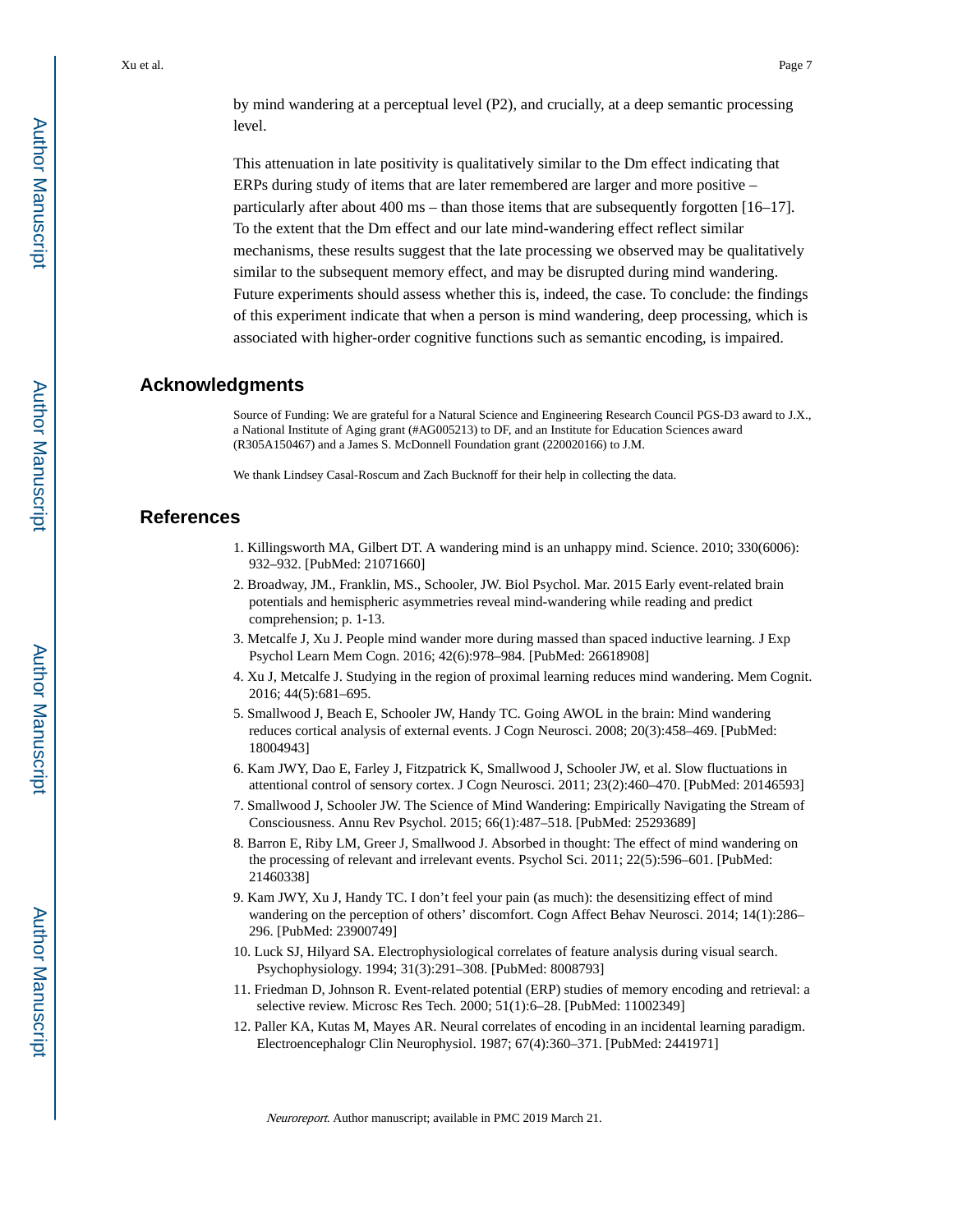by mind wandering at a perceptual level (P2), and crucially, at a deep semantic processing level.

This attenuation in late positivity is qualitatively similar to the Dm effect indicating that ERPs during study of items that are later remembered are larger and more positive – particularly after about 400 ms – than those items that are subsequently forgotten [16–17]. To the extent that the Dm effect and our late mind-wandering effect reflect similar mechanisms, these results suggest that the late processing we observed may be qualitatively similar to the subsequent memory effect, and may be disrupted during mind wandering. Future experiments should assess whether this is, indeed, the case. To conclude: the findings of this experiment indicate that when a person is mind wandering, deep processing, which is associated with higher-order cognitive functions such as semantic encoding, is impaired.

## Acknowledgments

Source of Funding: We are grateful for a Natural Science and Engineering Research Council PGS-D3 award to J.X., a National Institute of Aging grant (#AG005213) to DF, and an Institute for Education Sciences award (R305A150467) and a James S. McDonnell Foundation grant (220020166) to J.M.

We thank Lindsey Casal-Roscum and Zach Bucknoff for their help in collecting the data.

## References

1. Killingsworth MA, Gilbert DT. A wandering mind is an unhappy mind. Science. 2010; 330(6006): 932–932. [PubMed: 21071660]
2. Broadway, JM., Franklin, MS., Schooler, JW. Biol Psychol. Mar. 2015 Early event-related brain potentials and hemispheric asymmetries reveal mind-wandering while reading and predict comprehension; p. 1-13.
3. Metcalfe J, Xu J. People mind wander more during massed than spaced inductive learning. J Exp Psychol Learn Mem Cogn. 2016; 42(6):978–984. [PubMed: 26618908]
4. Xu J, Metcalfe J. Studying in the region of proximal learning reduces mind wandering. Mem Cognit. 2016; 44(5):681–695.
5. Smallwood J, Beach E, Schooler JW, Handy TC. Going AWOL in the brain: Mind wandering reduces cortical analysis of external events. J Cogn Neurosci. 2008; 20(3):458–469. [PubMed: 18004943]
6. Kam JWY, Dao E, Farley J, Fitzpatrick K, Smallwood J, Schooler JW, et al. Slow fluctuations in attentional control of sensory cortex. J Cogn Neurosci. 2011; 23(2):460–470. [PubMed: 20146593]
7. Smallwood J, Schooler JW. The Science of Mind Wandering: Empirically Navigating the Stream of Consciousness. Annu Rev Psychol. 2015; 66(1):487–518. [PubMed: 25293689]
8. Barron E, Riby LM, Greer J, Smallwood J. Absorbed in thought: The effect of mind wandering on the processing of relevant and irrelevant events. Psychol Sci. 2011; 22(5):596–601. [PubMed: 21460338]
9. Kam JWY, Xu J, Handy TC. I don't feel your pain (as much): the desensitizing effect of mind wandering on the perception of others' discomfort. Cogn Affect Behav Neurosci. 2014; 14(1):286–296. [PubMed: 23900749]
10. Luck SJ, Hilyard SA. Electrophysiological correlates of feature analysis during visual search. Psychophysiology. 1994; 31(3):291–308. [PubMed: 8008793]
11. Friedman D, Johnson R. Event-related potential (ERP) studies of memory encoding and retrieval: a selective review. Microsc Res Tech. 2000; 51(1):6–28. [PubMed: 11002349]
12. Paller KA, Kutas M, Mayes AR. Neural correlates of encoding in an incidental learning paradigm. Electroencephalogr Clin Neurophysiol. 1987; 67(4):360–371. [PubMed: 2441971]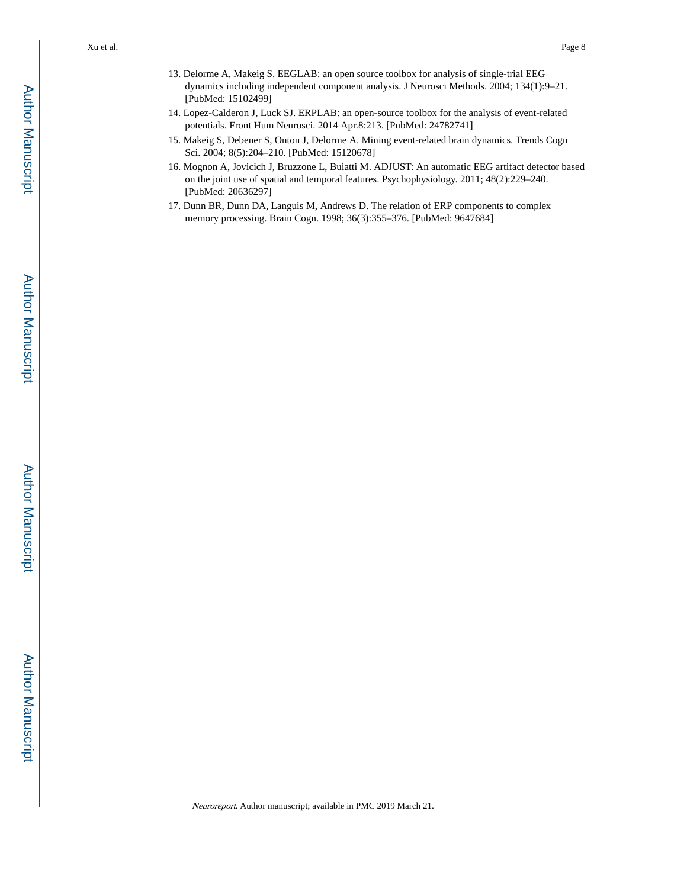13. Delorme A, Makeig S. EEGLAB: an open source toolbox for analysis of single-trial EEG dynamics including independent component analysis. J Neurosci Methods. 2004; 134(1):9–21. [PubMed: 15102499]
14. Lopez-Calderon J, Luck SJ. ERPLAB: an open-source toolbox for the analysis of event-related potentials. Front Hum Neurosci. 2014 Apr.8:213. [PubMed: 24782741]
15. Makeig S, Debener S, Onton J, Delorme A. Mining event-related brain dynamics. Trends Cogn Sci. 2004; 8(5):204–210. [PubMed: 15120678]
16. Mognon A, Jovicich J, Bruzzone L, Buiatti M. ADJUST: An automatic EEG artifact detector based on the joint use of spatial and temporal features. Psychophysiology. 2011; 48(2):229–240. [PubMed: 20636297]
17. Dunn BR, Dunn DA, Languis M, Andrews D. The relation of ERP components to complex memory processing. Brain Cogn. 1998; 36(3):355–376. [PubMed: 9647684]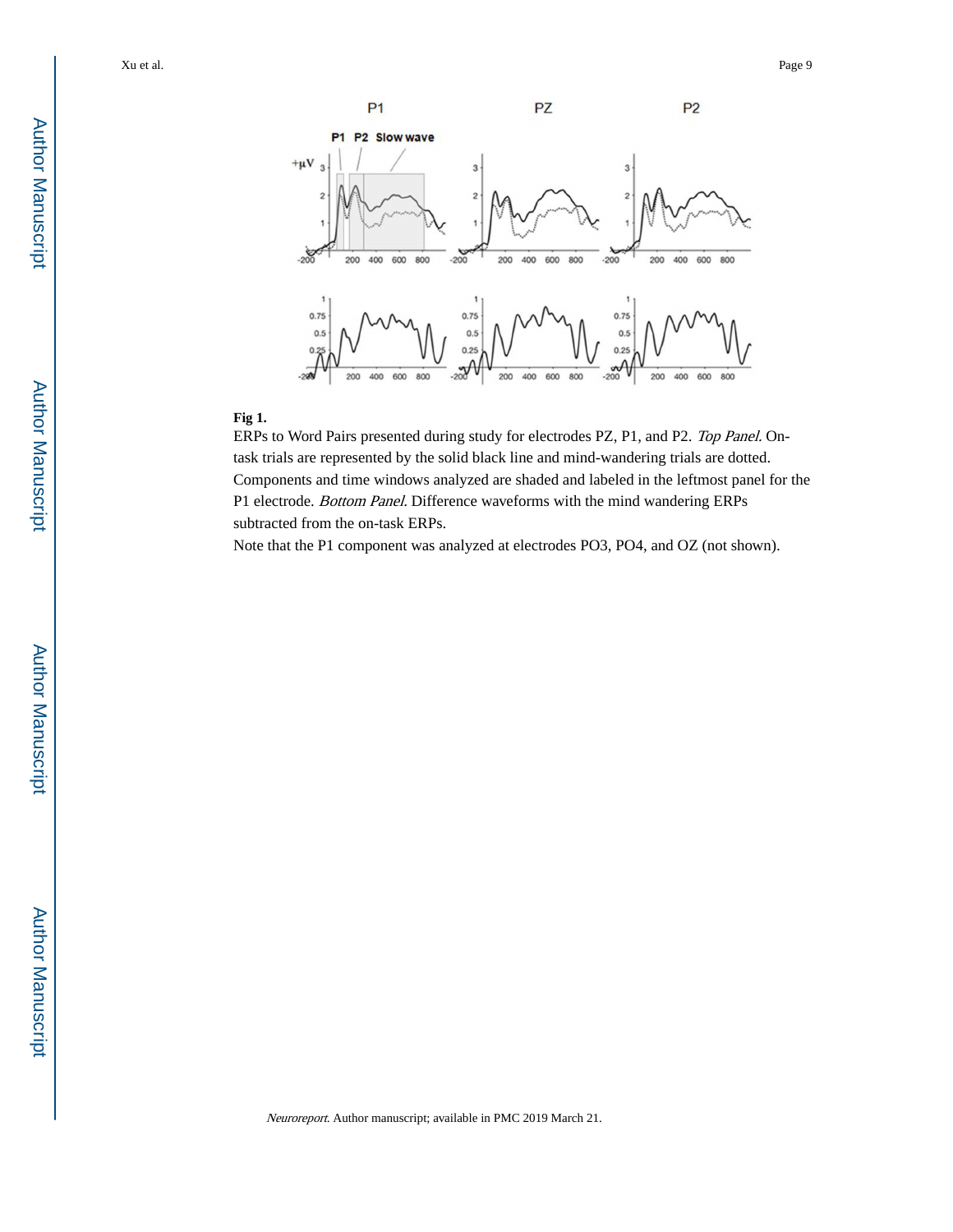**Fig 1.**

ERPs to Word Pairs presented during study for electrodes PZ, P1, and P2. *Top Panel*. On-task trials are represented by the solid black line and mind-wandering trials are dotted. Components and time windows analyzed are shaded and labeled in the leftmost panel for the P1 electrode. *Bottom Panel*. Difference waveforms with the mind wandering ERPs subtracted from the on-task ERPs.

Note that the P1 component was analyzed at electrodes PO3, PO4, and OZ (not shown).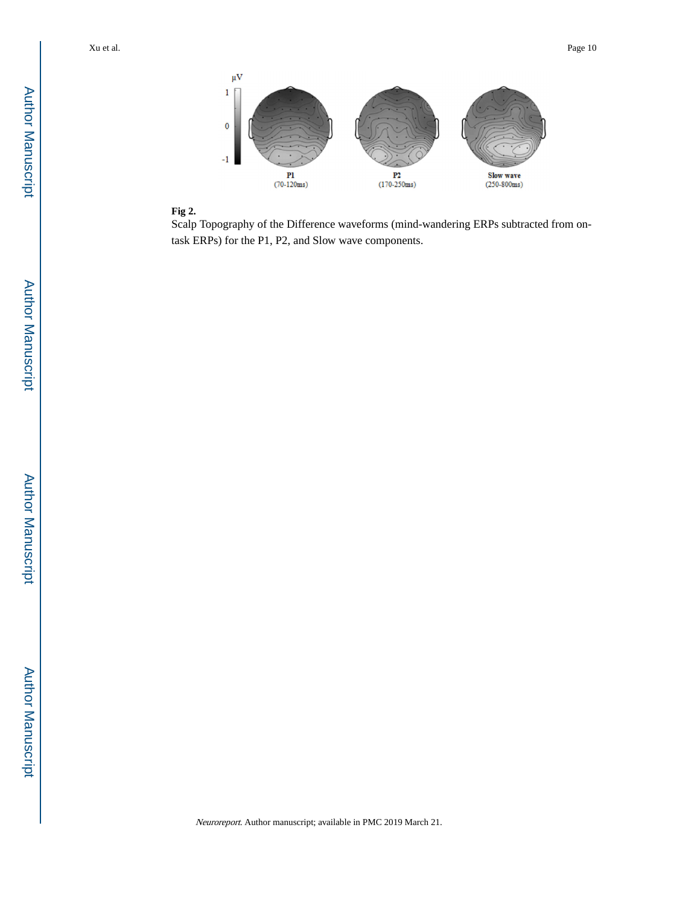μV

1

0

-1

P1
(70-120ms)

P2
(170-250ms)

Slow wave
(250-800ms)

**Fig 2.**

Scalp Topography of the Difference waveforms (mind-wandering ERPs subtracted from on-task ERPs) for the P1, P2, and Slow wave components.